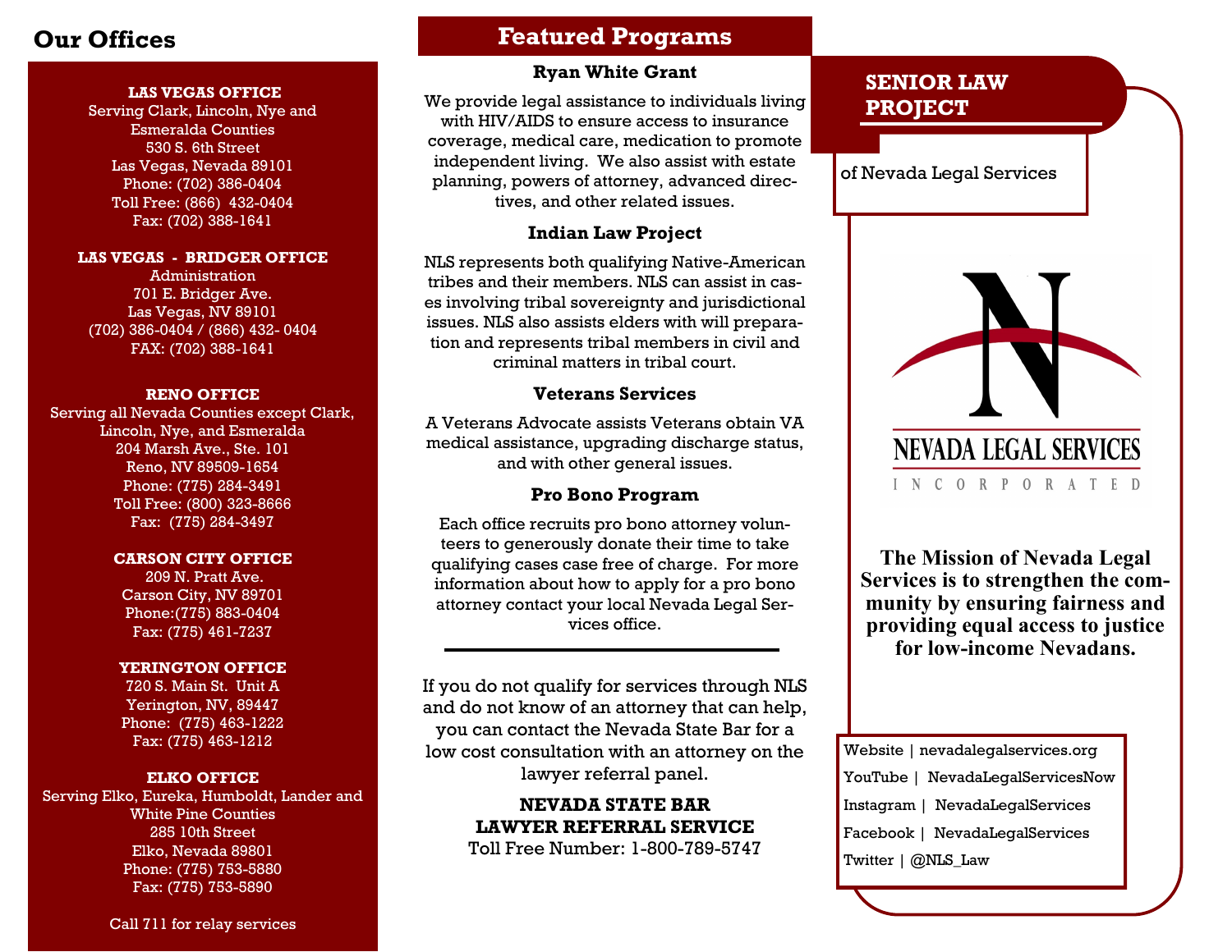## Our Offices

**LAS VEGAS OFFICE**
Serving Clark, Lincoln, Nye and Esmeralda Counties
530 S. 6th Street
Las Vegas, Nevada 89101
Phone: (702) 386-0404
Toll Free: (866) 432-0404
Fax: (702) 388-1641

**LAS VEGAS - BRIDGER OFFICE**
Administration
701 E. Bridger Ave.
Las Vegas, NV 89101
(702) 386-0404 / (866) 432- 0404
FAX: (702) 388-1641

**RENO OFFICE**
Serving all Nevada Counties except Clark, Lincoln, Nye, and Esmeralda
204 Marsh Ave., Ste. 101
Reno, NV 89509-1654
Phone: (775) 284-3491
Toll Free: (800) 323-8666
Fax: (775) 284-3497

**CARSON CITY OFFICE**
209 N. Pratt Ave.
Carson City, NV 89701
Phone:(775) 883-0404
Fax: (775) 461-7237

**YERINGTON OFFICE**
720 S. Main St. Unit A
Yerington, NV, 89447
Phone: (775) 463-1222
Fax: (775) 463-1212

**ELKO OFFICE**
Serving Elko, Eureka, Humboldt, Lander and White Pine Counties
285 10th Street
Elko, Nevada 89801
Phone: (775) 753-5880
Fax: (775) 753-5890

Call 711 for relay services

## Featured Programs

### Ryan White Grant

We provide legal assistance to individuals living with HIV/AIDS to ensure access to insurance coverage, medical care, medication to promote independent living. We also assist with estate planning, powers of attorney, advanced directives, and other related issues.

### Indian Law Project

NLS represents both qualifying Native-American tribes and their members. NLS can assist in cases involving tribal sovereignty and jurisdictional issues. NLS also assists elders with will preparation and represents tribal members in civil and criminal matters in tribal court.

### Veterans Services

A Veterans Advocate assists Veterans obtain VA medical assistance, upgrading discharge status, and with other general issues.

### Pro Bono Program

Each office recruits pro bono attorney volunteers to generously donate their time to take qualifying cases case free of charge. For more information about how to apply for a pro bono attorney contact your local Nevada Legal Services office.

---

If you do not qualify for services through NLS and do not know of an attorney that can help, you can contact the Nevada State Bar for a low cost consultation with an attorney on the lawyer referral panel.

**NEVADA STATE BAR**
**LAWYER REFERRAL SERVICE**
Toll Free Number: 1-800-789-5747

## SENIOR LAW PROJECT

of Nevada Legal Services

NEVADA LEGAL SERVICES
INCORPORATED

**The Mission of Nevada Legal Services is to strengthen the community by ensuring fairness and providing equal access to justice for low-income Nevadans.**

Website | nevadalegalservices.org
YouTube | NevadaLegalServicesNow
Instagram | NevadaLegalServices
Facebook | NevadaLegalServices
Twitter | @NLS_Law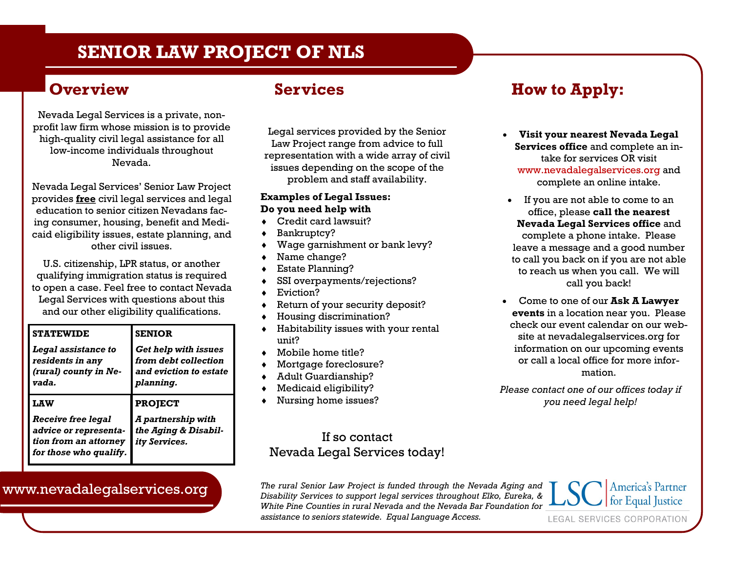# SENIOR LAW PROJECT OF NLS

## Overview

Nevada Legal Services is a private, non-profit law firm whose mission is to provide high-quality civil legal assistance for all low-income individuals throughout Nevada.

Nevada Legal Services' Senior Law Project provides **free** civil legal services and legal education to senior citizen Nevadans facing consumer, housing, benefit and Medicaid eligibility issues, estate planning, and other civil issues.

U.S. citizenship, LPR status, or another qualifying immigration status is required to open a case. Feel free to contact Nevada Legal Services with questions about this and our other eligibility qualifications.

| | |
|---|---|
| **STATEWIDE**<br>***Legal assistance to residents in any (rural) county in Nevada.*** | **SENIOR**<br>***Get help with issues from debt collection and eviction to estate planning.*** |
| **LAW**<br>***Receive free legal advice or representation from an attorney for those who qualify.*** | **PROJECT**<br>***A partnership with the Aging & Disability Services.*** |

www.nevadalegalservices.org

## Services

Legal services provided by the Senior Law Project range from advice to full representation with a wide array of civil issues depending on the scope of the problem and staff availability.

**Examples of Legal Issues:**
**Do you need help with**

- Credit card lawsuit?
- Bankruptcy?
- Wage garnishment or bank levy?
- Name change?
- Estate Planning?
- SSI overpayments/rejections?
- Eviction?
- Return of your security deposit?
- Housing discrimination?
- Habitability issues with your rental unit?
- Mobile home title?
- Mortgage foreclosure?
- Adult Guardianship?
- Medicaid eligibility?
- Nursing home issues?

If so contact
Nevada Legal Services today!

## How to Apply:

- **Visit your nearest Nevada Legal Services office** and complete an intake for services OR visit www.nevadalegalservices.org and complete an online intake.
- If you are not able to come to an office, please **call the nearest Nevada Legal Services office** and complete a phone intake. Please leave a message and a good number to call you back on if you are not able to reach us when you call. We will call you back!
- Come to one of our **Ask A Lawyer events** in a location near you. Please check our event calendar on our website at nevadalegalservices.org for information on our upcoming events or call a local office for more information.

*Please contact one of our offices today if you need legal help!*

*The rural Senior Law Project is funded through the Nevada Aging and Disability Services to support legal services throughout Elko, Eureka, & White Pine Counties in rural Nevada and the Nevada Bar Foundation for assistance to seniors statewide. Equal Language Access.*

LSC America's Partner for Equal Justice
LEGAL SERVICES CORPORATION